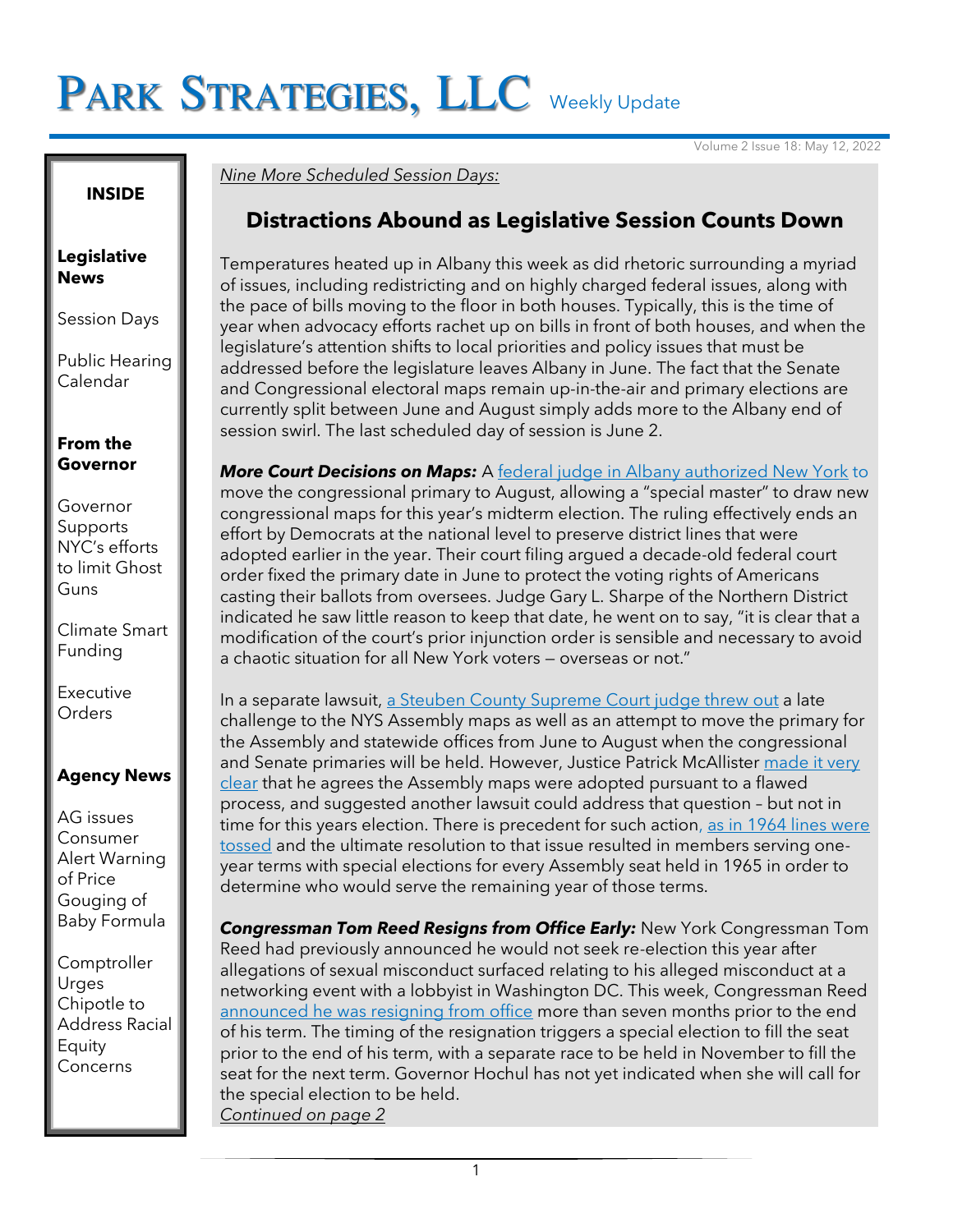# PARK STRATEGIES, LLC Weekly Update

Volume 2 Issue 18: May 12, 2022

**INSIDE**

**Legislative News**

Session Days

Public Hearing Calendar

**From the Governor**

Governor Supports NYC's efforts to limit Ghost Guns

Climate Smart Funding

Executive Orders

**Agency News**

AG issues Consumer Alert Warning of Price Gouging of Baby Formula

Comptroller Urges Chipotle to Address Racial Equity Concerns

*Nine More Scheduled Session Days:*

## Distractions Abound as Legislative Session Counts Down

Temperatures heated up in Albany this week as did rhetoric surrounding a myriad of issues, including redistricting and on highly charged federal issues, along with the pace of bills moving to the floor in both houses. Typically, this is the time of year when advocacy efforts rachet up on bills in front of both houses, and when the legislature's attention shifts to local priorities and policy issues that must be addressed before the legislature leaves Albany in June. The fact that the Senate and Congressional electoral maps remain up-in-the-air and primary elections are currently split between June and August simply adds more to the Albany end of session swirl. The last scheduled day of session is June 2.

***More Court Decisions on Maps:*** A federal judge in Albany authorized New York to move the congressional primary to August, allowing a "special master" to draw new congressional maps for this year's midterm election. The ruling effectively ends an effort by Democrats at the national level to preserve district lines that were adopted earlier in the year. Their court filing argued a decade-old federal court order fixed the primary date in June to protect the voting rights of Americans casting their ballots from oversees. Judge Gary L. Sharpe of the Northern District indicated he saw little reason to keep that date, he went on to say, "it is clear that a modification of the court's prior injunction order is sensible and necessary to avoid a chaotic situation for all New York voters — overseas or not."

In a separate lawsuit, a Steuben County Supreme Court judge threw out a late challenge to the NYS Assembly maps as well as an attempt to move the primary for the Assembly and statewide offices from June to August when the congressional and Senate primaries will be held. However, Justice Patrick McAllister made it very clear that he agrees the Assembly maps were adopted pursuant to a flawed process, and suggested another lawsuit could address that question – but not in time for this years election. There is precedent for such action, as in 1964 lines were tossed and the ultimate resolution to that issue resulted in members serving one-year terms with special elections for every Assembly seat held in 1965 in order to determine who would serve the remaining year of those terms.

***Congressman Tom Reed Resigns from Office Early:*** New York Congressman Tom Reed had previously announced he would not seek re-election this year after allegations of sexual misconduct surfaced relating to his alleged misconduct at a networking event with a lobbyist in Washington DC. This week, Congressman Reed announced he was resigning from office more than seven months prior to the end of his term. The timing of the resignation triggers a special election to fill the seat prior to the end of his term, with a separate race to be held in November to fill the seat for the next term. Governor Hochul has not yet indicated when she will call for the special election to be held.

*Continued on page 2*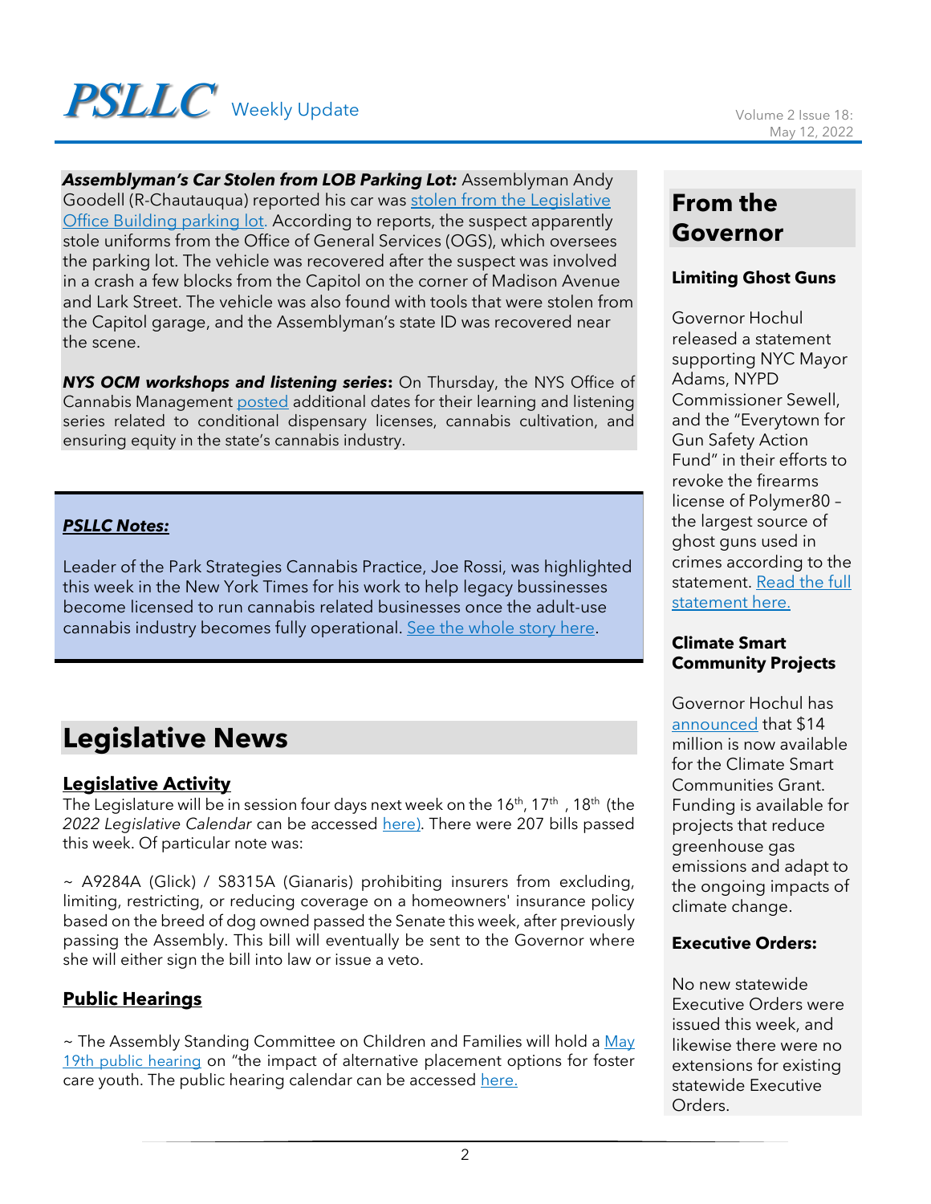**_Assemblyman's Car Stolen from LOB Parking Lot:_** Assemblyman Andy Goodell (R-Chautauqua) reported his car was stolen from the Legislative Office Building parking lot. According to reports, the suspect apparently stole uniforms from the Office of General Services (OGS), which oversees the parking lot. The vehicle was recovered after the suspect was involved in a crash a few blocks from the Capitol on the corner of Madison Avenue and Lark Street. The vehicle was also found with tools that were stolen from the Capitol garage, and the Assemblyman's state ID was recovered near the scene.

**_NYS OCM workshops and listening series_:** On Thursday, the NYS Office of Cannabis Management posted additional dates for their learning and listening series related to conditional dispensary licenses, cannabis cultivation, and ensuring equity in the state's cannabis industry.

**_PSLLC Notes:_**

Leader of the Park Strategies Cannabis Practice, Joe Rossi, was highlighted this week in the New York Times for his work to help legacy bussinesses become licensed to run cannabis related businesses once the adult-use cannabis industry becomes fully operational. See the whole story here.

# Legislative News

## Legislative Activity

The Legislature will be in session four days next week on the 16th, 17th, 18th (the *2022 Legislative Calendar* can be accessed here). There were 207 bills passed this week. Of particular note was:

~ A9284A (Glick) / S8315A (Gianaris) prohibiting insurers from excluding, limiting, restricting, or reducing coverage on a homeowners' insurance policy based on the breed of dog owned passed the Senate this week, after previously passing the Assembly. This bill will eventually be sent to the Governor where she will either sign the bill into law or issue a veto.

## Public Hearings

~ The Assembly Standing Committee on Children and Families will hold a May 19th public hearing on "the impact of alternative placement options for foster care youth. The public hearing calendar can be accessed here.

# From the Governor

### Limiting Ghost Guns

Governor Hochul released a statement supporting NYC Mayor Adams, NYPD Commissioner Sewell, and the "Everytown for Gun Safety Action Fund" in their efforts to revoke the firearms license of Polymer80 – the largest source of ghost guns used in crimes according to the statement. Read the full statement here.

### Climate Smart Community Projects

Governor Hochul has announced that $14 million is now available for the Climate Smart Communities Grant. Funding is available for projects that reduce greenhouse gas emissions and adapt to the ongoing impacts of climate change.

### Executive Orders:

No new statewide Executive Orders were issued this week, and likewise there were no extensions for existing statewide Executive Orders.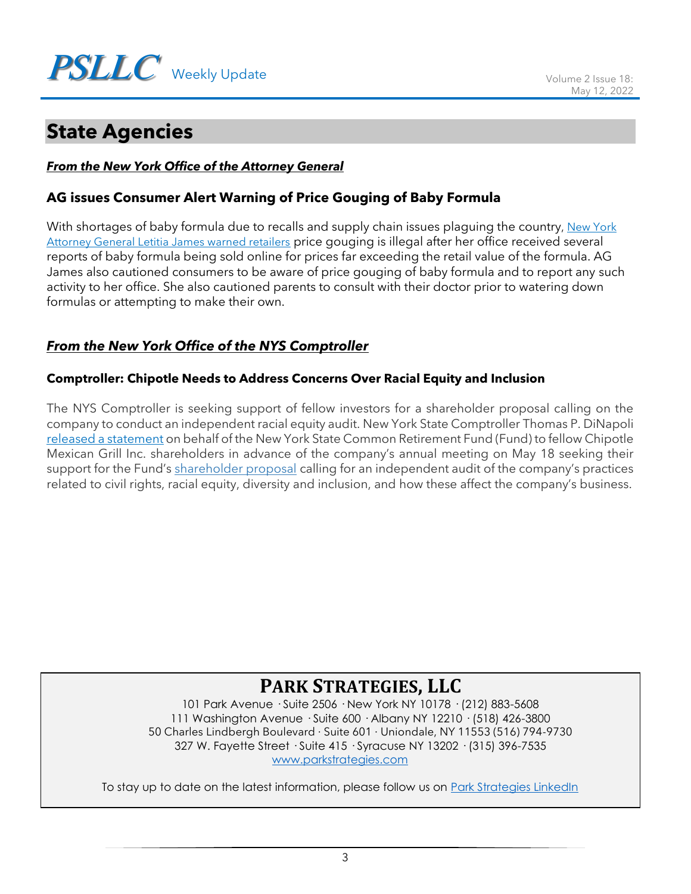# State Agencies

***From the New York Office of the Attorney General***

### AG issues Consumer Alert Warning of Price Gouging of Baby Formula

With shortages of baby formula due to recalls and supply chain issues plaguing the country, New York Attorney General Letitia James warned retailers price gouging is illegal after her office received several reports of baby formula being sold online for prices far exceeding the retail value of the formula. AG James also cautioned consumers to be aware of price gouging of baby formula and to report any such activity to her office. She also cautioned parents to consult with their doctor prior to watering down formulas or attempting to make their own.

***From the New York Office of the NYS Comptroller***

### Comptroller: Chipotle Needs to Address Concerns Over Racial Equity and Inclusion

The NYS Comptroller is seeking support of fellow investors for a shareholder proposal calling on the company to conduct an independent racial equity audit. New York State Comptroller Thomas P. DiNapoli released a statement on behalf of the New York State Common Retirement Fund (Fund) to fellow Chipotle Mexican Grill Inc. shareholders in advance of the company's annual meeting on May 18 seeking their support for the Fund's shareholder proposal calling for an independent audit of the company's practices related to civil rights, racial equity, diversity and inclusion, and how these affect the company's business.

**PARK STRATEGIES, LLC**

101 Park Avenue · Suite 2506 · New York NY 10178 · (212) 883-5608
111 Washington Avenue · Suite 600 · Albany NY 12210 · (518) 426-3800
50 Charles Lindbergh Boulevard · Suite 601 · Uniondale, NY 11553 (516) 794-9730
327 W. Fayette Street · Suite 415 · Syracuse NY 13202 · (315) 396-7535
www.parkstrategies.com

To stay up to date on the latest information, please follow us on Park Strategies LinkedIn